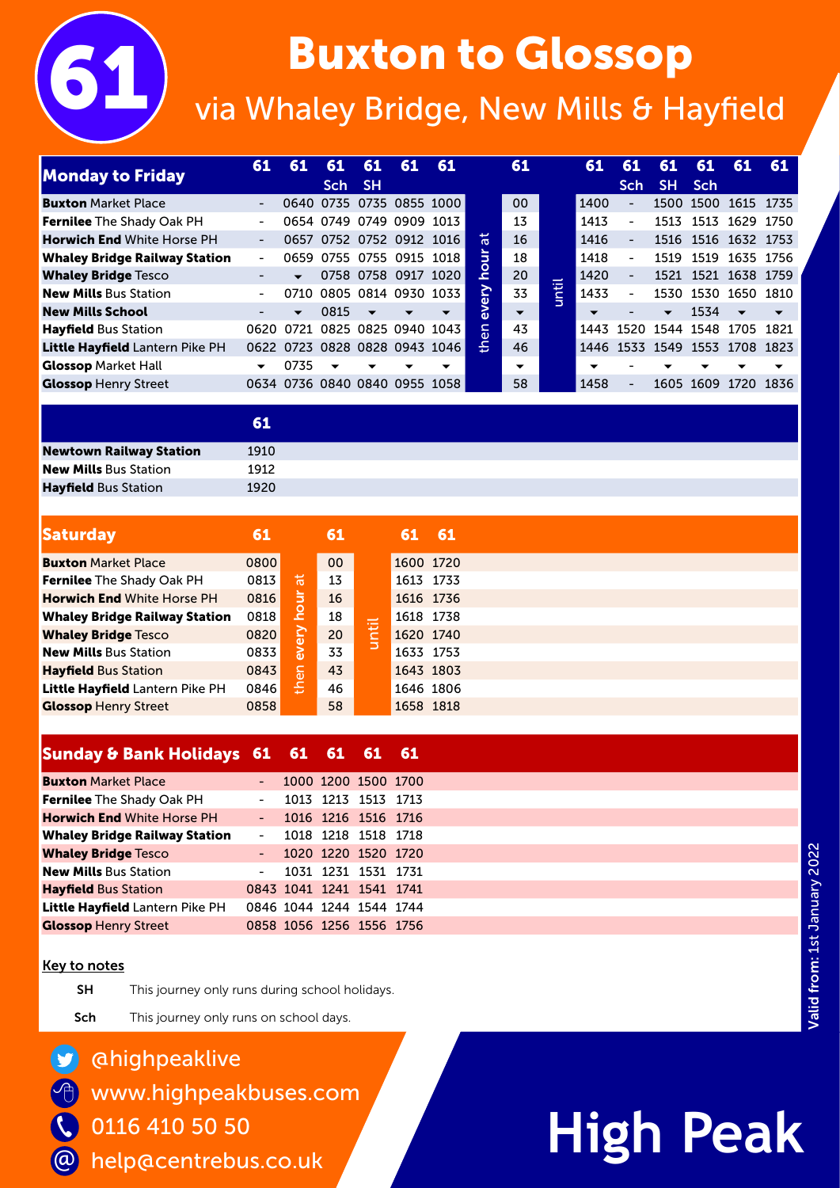# 61 Buxton to Glossop

## via Whaley Bridge, New Mills & Hayfield

| Monday to Friday | 61 | 61 | 61 Sch | 61 SH | 61 | 61 | | 61 | | 61 | 61 Sch | 61 SH | 61 Sch | 61 | 61 |
|---|---|---|---|---|---|---|---|---|---|---|---|---|---|---|---|
| **Buxton** Market Place | - | 0640 | 0735 | 0735 | 0855 | 1000 | then every hour at | 00 | until | 1400 | - | 1500 | 1500 | 1615 | 1735 |
| **Fernilee** The Shady Oak PH | - | 0654 | 0749 | 0749 | 0909 | 1013 | | 13 | | 1413 | - | 1513 | 1513 | 1629 | 1750 |
| **Horwich End** White Horse PH | - | 0657 | 0752 | 0752 | 0912 | 1016 | | 16 | | 1416 | - | 1516 | 1516 | 1632 | 1753 |
| **Whaley Bridge Railway Station** | - | 0659 | 0755 | 0755 | 0915 | 1018 | | 18 | | 1418 | - | 1519 | 1519 | 1635 | 1756 |
| **Whaley Bridge** Tesco | - | ▼ | 0758 | 0758 | 0917 | 1020 | | 20 | | 1420 | - | 1521 | 1521 | 1638 | 1759 |
| **New Mills** Bus Station | - | 0710 | 0805 | 0814 | 0930 | 1033 | | 33 | | 1433 | - | 1530 | 1530 | 1650 | 1810 |
| **New Mills School** | - | ▼ | 0815 | ▼ | ▼ | ▼ | | ▼ | | ▼ | - | ▼ | 1534 | ▼ | ▼ |
| **Hayfield** Bus Station | 0620 | 0721 | 0825 | 0825 | 0940 | 1043 | | 43 | | 1443 | 1520 | 1544 | 1548 | 1705 | 1821 |
| **Little Hayfield** Lantern Pike PH | 0622 | 0723 | 0828 | 0828 | 0943 | 1046 | | 46 | | 1446 | 1533 | 1549 | 1553 | 1708 | 1823 |
| **Glossop** Market Hall | ▼ | 0735 | ▼ | ▼ | ▼ | ▼ | | ▼ | | ▼ | - | ▼ | ▼ | ▼ | ▼ |
| **Glossop** Henry Street | 0634 | 0736 | 0840 | 0840 | 0955 | 1058 | | 58 | | 1458 | - | 1605 | 1609 | 1720 | 1836 |

| | 61 |
|---|---|
| **Newtown Railway Station** | 1910 |
| **New Mills** Bus Station | 1912 |
| **Hayfield** Bus Station | 1920 |

| Saturday | 61 | | 61 | | 61 | 61 |
|---|---|---|---|---|---|---|
| **Buxton** Market Place | 0800 | then every hour at | 00 | until | 1600 | 1720 |
| **Fernilee** The Shady Oak PH | 0813 | | 13 | | 1613 | 1733 |
| **Horwich End** White Horse PH | 0816 | | 16 | | 1616 | 1736 |
| **Whaley Bridge Railway Station** | 0818 | | 18 | | 1618 | 1738 |
| **Whaley Bridge** Tesco | 0820 | | 20 | | 1620 | 1740 |
| **New Mills** Bus Station | 0833 | | 33 | | 1633 | 1753 |
| **Hayfield** Bus Station | 0843 | | 43 | | 1643 | 1803 |
| **Little Hayfield** Lantern Pike PH | 0846 | | 46 | | 1646 | 1806 |
| **Glossop** Henry Street | 0858 | | 58 | | 1658 | 1818 |

| Sunday & Bank Holidays | 61 | 61 | 61 | 61 | 61 |
|---|---|---|---|---|---|
| **Buxton** Market Place | - | 1000 | 1200 | 1500 | 1700 |
| **Fernilee** The Shady Oak PH | - | 1013 | 1213 | 1513 | 1713 |
| **Horwich End** White Horse PH | - | 1016 | 1216 | 1516 | 1716 |
| **Whaley Bridge Railway Station** | - | 1018 | 1218 | 1518 | 1718 |
| **Whaley Bridge** Tesco | - | 1020 | 1220 | 1520 | 1720 |
| **New Mills** Bus Station | - | 1031 | 1231 | 1531 | 1731 |
| **Hayfield** Bus Station | 0843 | 1041 | 1241 | 1541 | 1741 |
| **Little Hayfield** Lantern Pike PH | 0846 | 1044 | 1244 | 1544 | 1744 |
| **Glossop** Henry Street | 0858 | 1056 | 1256 | 1556 | 1756 |

**Key to notes**

**SH** This journey only runs during school holidays.

**Sch** This journey only runs on school days.

Valid from: 1st January 2022

@highpeaklive

www.highpeakbuses.com

0116 410 50 50

help@centrebus.co.uk

High Peak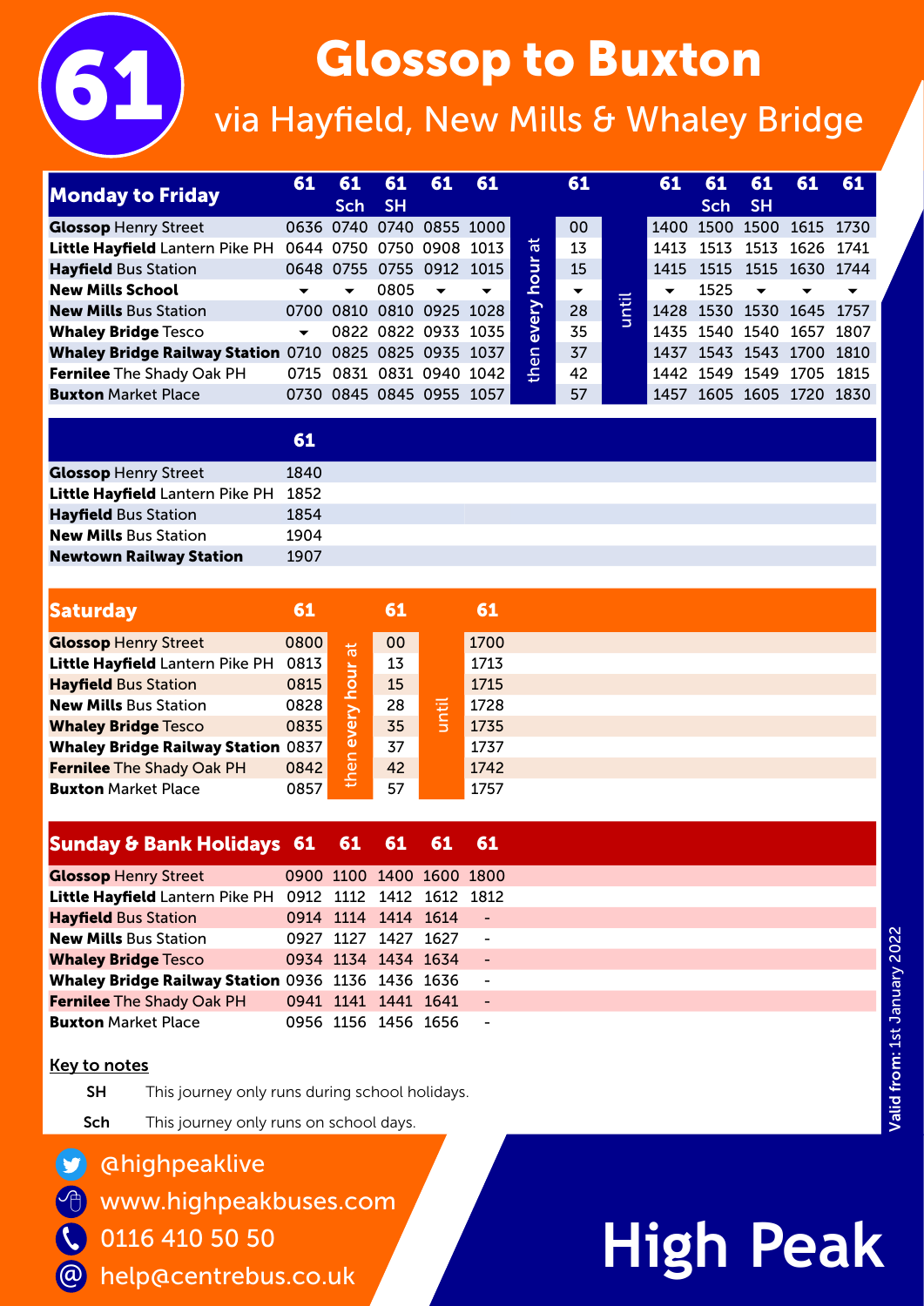# 61 Glossop to Buxton

## via Hayfield, New Mills & Whaley Bridge

| Monday to Friday | 61 | 61 Sch | 61 SH | 61 | 61 | | 61 | | 61 | 61 Sch | 61 SH | 61 | 61 |
|---|---|---|---|---|---|---|---|---|---|---|---|---|---|
| **Glossop** Henry Street | 0636 | 0740 | 0740 | 0855 | 1000 | then every hour at | 00 | until | 1400 | 1500 | 1500 | 1615 | 1730 |
| **Little Hayfield** Lantern Pike PH | 0644 | 0750 | 0750 | 0908 | 1013 | | 13 | | 1413 | 1513 | 1513 | 1626 | 1741 |
| **Hayfield** Bus Station | 0648 | 0755 | 0755 | 0912 | 1015 | | 15 | | 1415 | 1515 | 1515 | 1630 | 1744 |
| **New Mills School** | ▼ | ▼ | 0805 | ▼ | ▼ | | ▼ | | ▼ | 1525 | ▼ | ▼ | ▼ |
| **New Mills** Bus Station | 0700 | 0810 | 0810 | 0925 | 1028 | | 28 | | 1428 | 1530 | 1530 | 1645 | 1757 |
| **Whaley Bridge** Tesco | ▼ | 0822 | 0822 | 0933 | 1035 | | 35 | | 1435 | 1540 | 1540 | 1657 | 1807 |
| **Whaley Bridge Railway Station** | 0710 | 0825 | 0825 | 0935 | 1037 | | 37 | | 1437 | 1543 | 1543 | 1700 | 1810 |
| **Fernilee** The Shady Oak PH | 0715 | 0831 | 0831 | 0940 | 1042 | | 42 | | 1442 | 1549 | 1549 | 1705 | 1815 |
| **Buxton** Market Place | 0730 | 0845 | 0845 | 0955 | 1057 | | 57 | | 1457 | 1605 | 1605 | 1720 | 1830 |

| | 61 |
|---|---|
| **Glossop** Henry Street | 1840 |
| **Little Hayfield** Lantern Pike PH | 1852 |
| **Hayfield** Bus Station | 1854 |
| **New Mills** Bus Station | 1904 |
| **Newtown Railway Station** | 1907 |

| Saturday | 61 | | 61 | | 61 |
|---|---|---|---|---|---|
| **Glossop** Henry Street | 0800 | then every hour at | 00 | until | 1700 |
| **Little Hayfield** Lantern Pike PH | 0813 | | 13 | | 1713 |
| **Hayfield** Bus Station | 0815 | | 15 | | 1715 |
| **New Mills** Bus Station | 0828 | | 28 | | 1728 |
| **Whaley Bridge** Tesco | 0835 | | 35 | | 1735 |
| **Whaley Bridge Railway Station** | 0837 | | 37 | | 1737 |
| **Fernilee** The Shady Oak PH | 0842 | | 42 | | 1742 |
| **Buxton** Market Place | 0857 | | 57 | | 1757 |

| Sunday & Bank Holidays | 61 | 61 | 61 | 61 | 61 |
|---|---|---|---|---|---|
| **Glossop** Henry Street | 0900 | 1100 | 1400 | 1600 | 1800 |
| **Little Hayfield** Lantern Pike PH | 0912 | 1112 | 1412 | 1612 | 1812 |
| **Hayfield** Bus Station | 0914 | 1114 | 1414 | 1614 | - |
| **New Mills** Bus Station | 0927 | 1127 | 1427 | 1627 | - |
| **Whaley Bridge** Tesco | 0934 | 1134 | 1434 | 1634 | - |
| **Whaley Bridge Railway Station** | 0936 | 1136 | 1436 | 1636 | - |
| **Fernilee** The Shady Oak PH | 0941 | 1141 | 1441 | 1641 | - |
| **Buxton** Market Place | 0956 | 1156 | 1456 | 1656 | - |

**Key to notes**

**SH** This journey only runs during school holidays.

**Sch** This journey only runs on school days.

Valid from: 1st January 2022

@highpeaklive

www.highpeakbuses.com

0116 410 50 50

help@centrebus.co.uk

High Peak